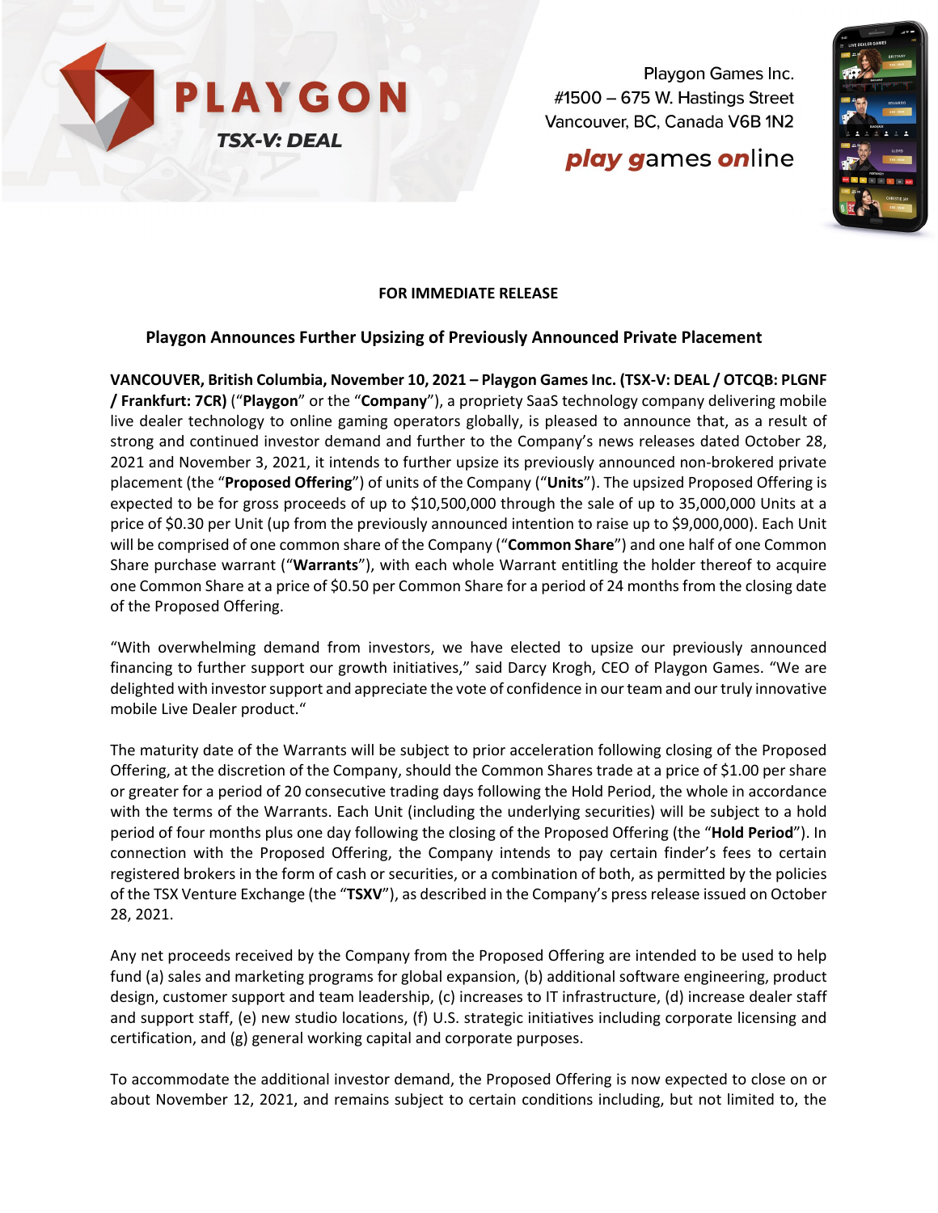PLAYGON

TSX-V: DEAL

Playgon Games Inc.
#1500 – 675 W. Hastings Street
Vancouver, BC, Canada V6B 1N2

***play games online***

**FOR IMMEDIATE RELEASE**

## Playgon Announces Further Upsizing of Previously Announced Private Placement

**VANCOUVER, British Columbia, November 10, 2021 – Playgon Games Inc. (TSX-V: DEAL / OTCQB: PLGNF / Frankfurt: 7CR)** ("**Playgon**" or the "**Company**"), a propriety SaaS technology company delivering mobile live dealer technology to online gaming operators globally, is pleased to announce that, as a result of strong and continued investor demand and further to the Company's news releases dated October 28, 2021 and November 3, 2021, it intends to further upsize its previously announced non-brokered private placement (the "**Proposed Offering**") of units of the Company ("**Units**"). The upsized Proposed Offering is expected to be for gross proceeds of up to $10,500,000 through the sale of up to 35,000,000 Units at a price of $0.30 per Unit (up from the previously announced intention to raise up to $9,000,000). Each Unit will be comprised of one common share of the Company ("**Common Share**") and one half of one Common Share purchase warrant ("**Warrants**"), with each whole Warrant entitling the holder thereof to acquire one Common Share at a price of $0.50 per Common Share for a period of 24 months from the closing date of the Proposed Offering.

"With overwhelming demand from investors, we have elected to upsize our previously announced financing to further support our growth initiatives," said Darcy Krogh, CEO of Playgon Games. "We are delighted with investor support and appreciate the vote of confidence in our team and our truly innovative mobile Live Dealer product."

The maturity date of the Warrants will be subject to prior acceleration following closing of the Proposed Offering, at the discretion of the Company, should the Common Shares trade at a price of $1.00 per share or greater for a period of 20 consecutive trading days following the Hold Period, the whole in accordance with the terms of the Warrants. Each Unit (including the underlying securities) will be subject to a hold period of four months plus one day following the closing of the Proposed Offering (the "**Hold Period**"). In connection with the Proposed Offering, the Company intends to pay certain finder's fees to certain registered brokers in the form of cash or securities, or a combination of both, as permitted by the policies of the TSX Venture Exchange (the "**TSXV**"), as described in the Company's press release issued on October 28, 2021.

Any net proceeds received by the Company from the Proposed Offering are intended to be used to help fund (a) sales and marketing programs for global expansion, (b) additional software engineering, product design, customer support and team leadership, (c) increases to IT infrastructure, (d) increase dealer staff and support staff, (e) new studio locations, (f) U.S. strategic initiatives including corporate licensing and certification, and (g) general working capital and corporate purposes.

To accommodate the additional investor demand, the Proposed Offering is now expected to close on or about November 12, 2021, and remains subject to certain conditions including, but not limited to, the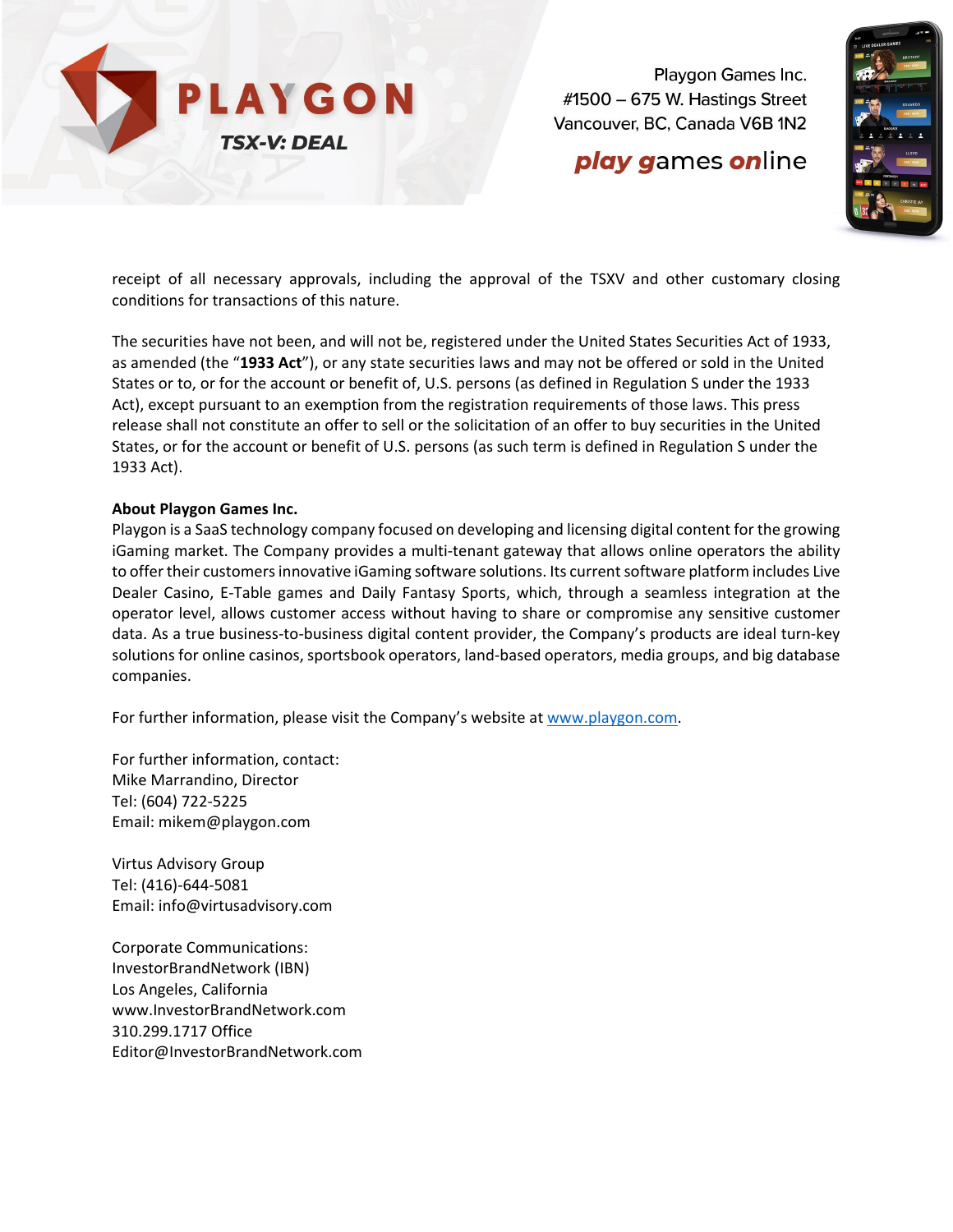receipt of all necessary approvals, including the approval of the TSXV and other customary closing conditions for transactions of this nature.

The securities have not been, and will not be, registered under the United States Securities Act of 1933, as amended (the "**1933 Act**"), or any state securities laws and may not be offered or sold in the United States or to, or for the account or benefit of, U.S. persons (as defined in Regulation S under the 1933 Act), except pursuant to an exemption from the registration requirements of those laws. This press release shall not constitute an offer to sell or the solicitation of an offer to buy securities in the United States, or for the account or benefit of U.S. persons (as such term is defined in Regulation S under the 1933 Act).

**About Playgon Games Inc.**

Playgon is a SaaS technology company focused on developing and licensing digital content for the growing iGaming market. The Company provides a multi-tenant gateway that allows online operators the ability to offer their customers innovative iGaming software solutions. Its current software platform includes Live Dealer Casino, E-Table games and Daily Fantasy Sports, which, through a seamless integration at the operator level, allows customer access without having to share or compromise any sensitive customer data. As a true business-to-business digital content provider, the Company's products are ideal turn-key solutions for online casinos, sportsbook operators, land-based operators, media groups, and big database companies.

For further information, please visit the Company's website at www.playgon.com.

For further information, contact:
Mike Marrandino, Director
Tel: (604) 722-5225
Email: mikem@playgon.com

Virtus Advisory Group
Tel: (416)-644-5081
Email: info@virtusadvisory.com

Corporate Communications:
InvestorBrandNetwork (IBN)
Los Angeles, California
www.InvestorBrandNetwork.com
310.299.1717 Office
Editor@InvestorBrandNetwork.com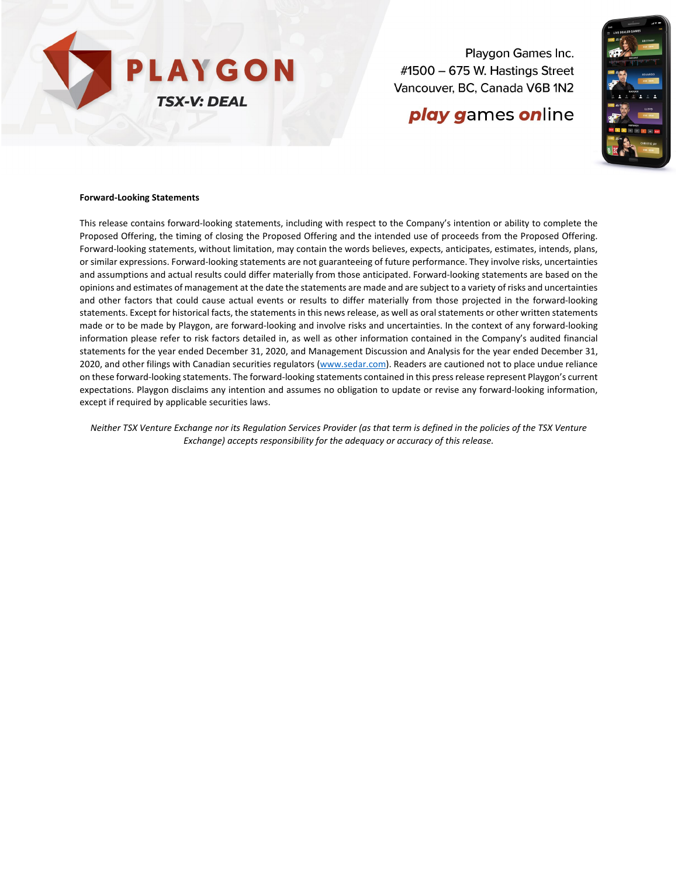Playgon Games Inc.
#1500 – 675 W. Hastings Street
Vancouver, BC, Canada V6B 1N2

**Forward-Looking Statements**

This release contains forward-looking statements, including with respect to the Company's intention or ability to complete the Proposed Offering, the timing of closing the Proposed Offering and the intended use of proceeds from the Proposed Offering. Forward-looking statements, without limitation, may contain the words believes, expects, anticipates, estimates, intends, plans, or similar expressions. Forward-looking statements are not guaranteeing of future performance. They involve risks, uncertainties and assumptions and actual results could differ materially from those anticipated. Forward-looking statements are based on the opinions and estimates of management at the date the statements are made and are subject to a variety of risks and uncertainties and other factors that could cause actual events or results to differ materially from those projected in the forward-looking statements. Except for historical facts, the statements in this news release, as well as oral statements or other written statements made or to be made by Playgon, are forward-looking and involve risks and uncertainties. In the context of any forward-looking information please refer to risk factors detailed in, as well as other information contained in the Company's audited financial statements for the year ended December 31, 2020, and Management Discussion and Analysis for the year ended December 31, 2020, and other filings with Canadian securities regulators (www.sedar.com). Readers are cautioned not to place undue reliance on these forward-looking statements. The forward-looking statements contained in this press release represent Playgon's current expectations. Playgon disclaims any intention and assumes no obligation to update or revise any forward-looking information, except if required by applicable securities laws.

*Neither TSX Venture Exchange nor its Regulation Services Provider (as that term is defined in the policies of the TSX Venture Exchange) accepts responsibility for the adequacy or accuracy of this release.*